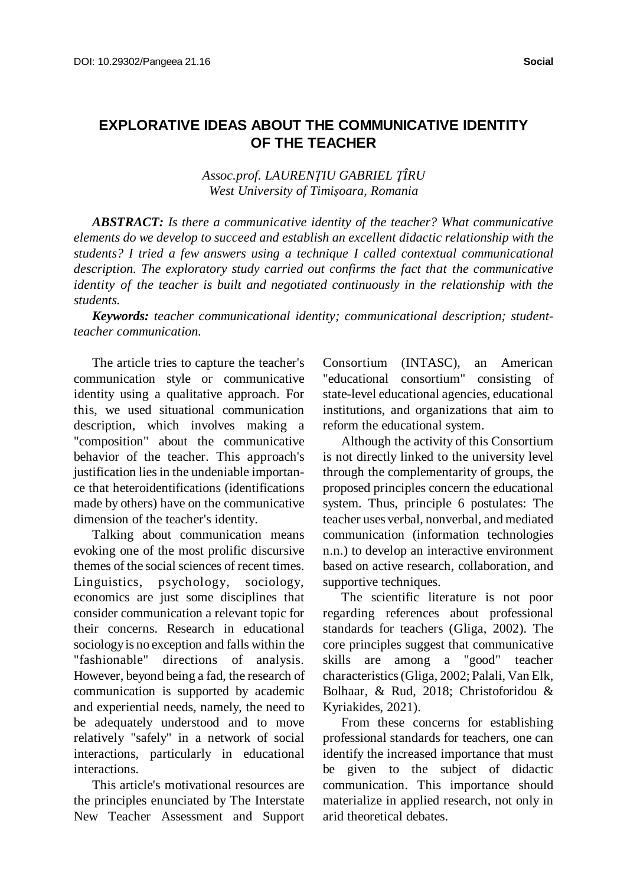# EXPLORATIVE IDEAS ABOUT THE COMMUNICATIVE IDENTITY OF THE TEACHER

*Assoc.prof. LAURENŢIU GABRIEL ŢÎRU*
*West University of Timişoara, Romania*

***ABSTRACT:*** *Is there a communicative identity of the teacher? What communicative elements do we develop to succeed and establish an excellent didactic relationship with the students? I tried a few answers using a technique I called contextual communicational description. The exploratory study carried out confirms the fact that the communicative identity of the teacher is built and negotiated continuously in the relationship with the students.*

***Keywords:*** *teacher communicational identity; communicational description; student-teacher communication.*

The article tries to capture the teacher's communication style or communicative identity using a qualitative approach. For this, we used situational communication description, which involves making a "composition" about the communicative behavior of the teacher. This approach's justification lies in the undeniable importance that heteroidentifications (identifications made by others) have on the communicative dimension of the teacher's identity.

Talking about communication means evoking one of the most prolific discursive themes of the social sciences of recent times. Linguistics, psychology, sociology, economics are just some disciplines that consider communication a relevant topic for their concerns. Research in educational sociology is no exception and falls within the "fashionable" directions of analysis. However, beyond being a fad, the research of communication is supported by academic and experiential needs, namely, the need to be adequately understood and to move relatively "safely" in a network of social interactions, particularly in educational interactions.

This article's motivational resources are the principles enunciated by The Interstate New Teacher Assessment and Support Consortium (INTASC), an American "educational consortium" consisting of state-level educational agencies, educational institutions, and organizations that aim to reform the educational system.

Although the activity of this Consortium is not directly linked to the university level through the complementarity of groups, the proposed principles concern the educational system. Thus, principle 6 postulates: The teacher uses verbal, nonverbal, and mediated communication (information technologies n.n.) to develop an interactive environment based on active research, collaboration, and supportive techniques.

The scientific literature is not poor regarding references about professional standards for teachers (Gliga, 2002). The core principles suggest that communicative skills are among a "good" teacher characteristics (Gliga, 2002; Palali, Van Elk, Bolhaar, & Rud, 2018; Christoforidou & Kyriakides, 2021).

From these concerns for establishing professional standards for teachers, one can identify the increased importance that must be given to the subject of didactic communication. This importance should materialize in applied research, not only in arid theoretical debates.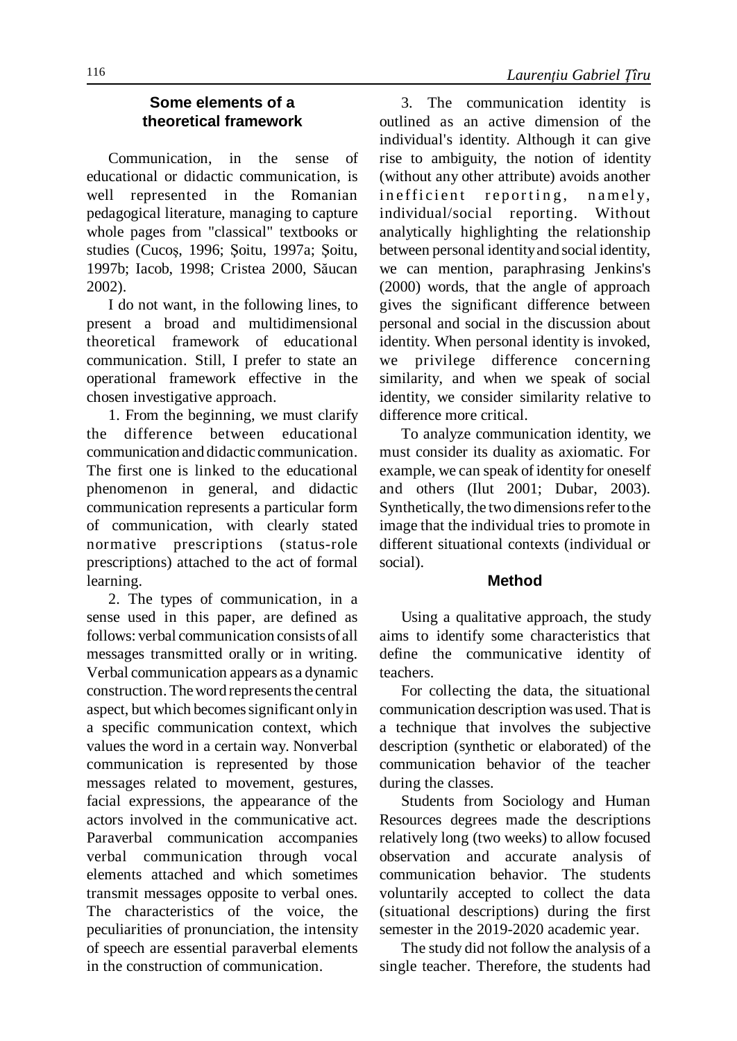## Some elements of a theoretical framework

Communication, in the sense of educational or didactic communication, is well represented in the Romanian pedagogical literature, managing to capture whole pages from "classical" textbooks or studies (Cucoş, 1996; Şoitu, 1997a; Şoitu, 1997b; Iacob, 1998; Cristea 2000, Săucan 2002).

I do not want, in the following lines, to present a broad and multidimensional theoretical framework of educational communication. Still, I prefer to state an operational framework effective in the chosen investigative approach.

1. From the beginning, we must clarify the difference between educational communication and didactic communication. The first one is linked to the educational phenomenon in general, and didactic communication represents a particular form of communication, with clearly stated normative prescriptions (status-role prescriptions) attached to the act of formal learning.

2. The types of communication, in a sense used in this paper, are defined as follows: verbal communication consists of all messages transmitted orally or in writing. Verbal communication appears as a dynamic construction. The word represents the central aspect, but which becomes significant only in a specific communication context, which values the word in a certain way. Nonverbal communication is represented by those messages related to movement, gestures, facial expressions, the appearance of the actors involved in the communicative act. Paraverbal communication accompanies verbal communication through vocal elements attached and which sometimes transmit messages opposite to verbal ones. The characteristics of the voice, the peculiarities of pronunciation, the intensity of speech are essential paraverbal elements in the construction of communication.

3. The communication identity is outlined as an active dimension of the individual's identity. Although it can give rise to ambiguity, the notion of identity (without any other attribute) avoids another inefficient reporting, namely, individual/social reporting. Without analytically highlighting the relationship between personal identity and social identity, we can mention, paraphrasing Jenkins's (2000) words, that the angle of approach gives the significant difference between personal and social in the discussion about identity. When personal identity is invoked, we privilege difference concerning similarity, and when we speak of social identity, we consider similarity relative to difference more critical.

To analyze communication identity, we must consider its duality as axiomatic. For example, we can speak of identity for oneself and others (Ilut 2001; Dubar, 2003). Synthetically, the two dimensions refer to the image that the individual tries to promote in different situational contexts (individual or social).

## Method

Using a qualitative approach, the study aims to identify some characteristics that define the communicative identity of teachers.

For collecting the data, the situational communication description was used. That is a technique that involves the subjective description (synthetic or elaborated) of the communication behavior of the teacher during the classes.

Students from Sociology and Human Resources degrees made the descriptions relatively long (two weeks) to allow focused observation and accurate analysis of communication behavior. The students voluntarily accepted to collect the data (situational descriptions) during the first semester in the 2019-2020 academic year.

The study did not follow the analysis of a single teacher. Therefore, the students had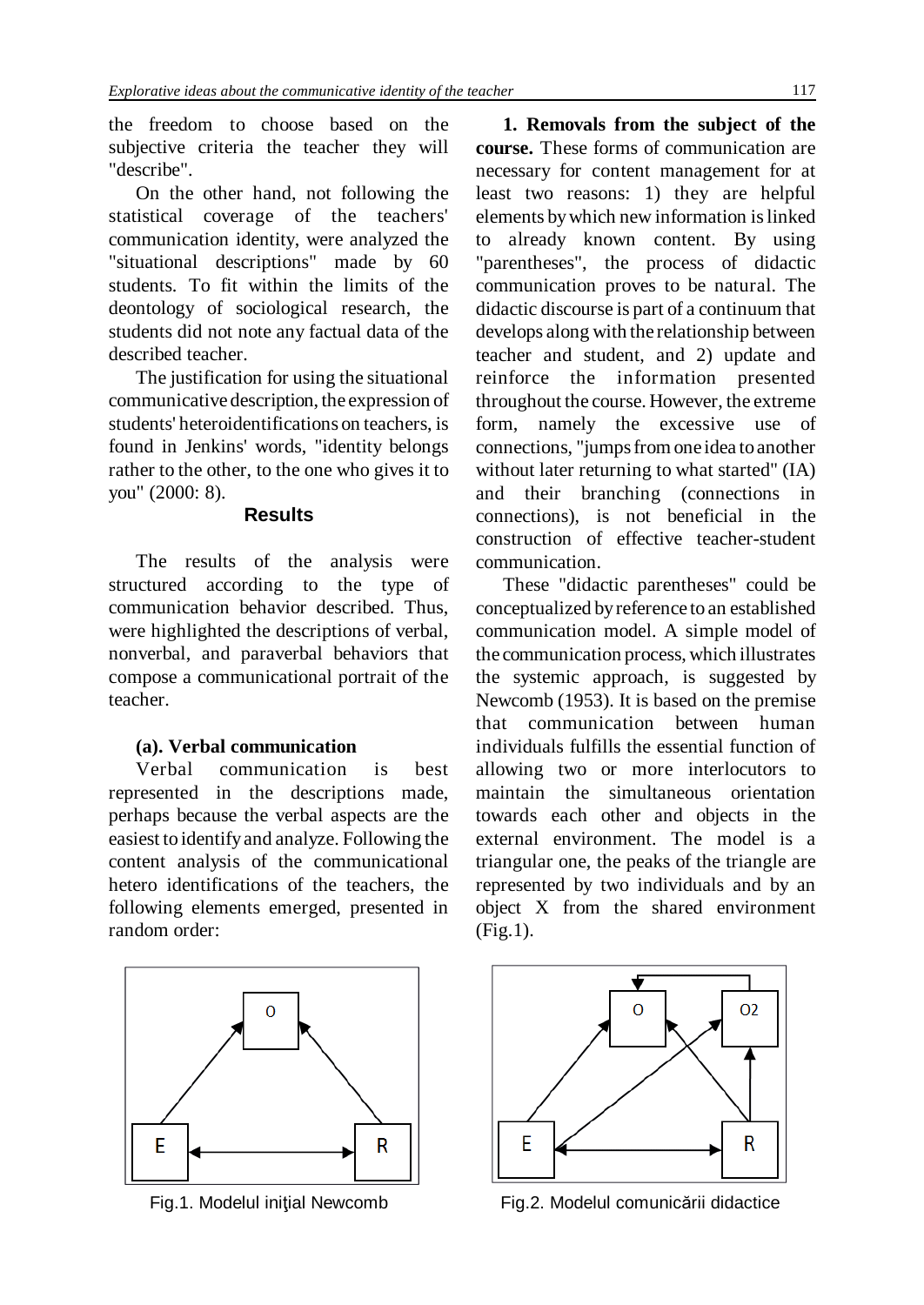the freedom to choose based on the subjective criteria the teacher they will "describe".

On the other hand, not following the statistical coverage of the teachers' communication identity, were analyzed the "situational descriptions" made by 60 students. To fit within the limits of the deontology of sociological research, the students did not note any factual data of the described teacher.

The justification for using the situational communicative description, the expression of students' heteroidentifications on teachers, is found in Jenkins' words, "identity belongs rather to the other, to the one who gives it to you" (2000: 8).

## Results

The results of the analysis were structured according to the type of communication behavior described. Thus, were highlighted the descriptions of verbal, nonverbal, and paraverbal behaviors that compose a communicational portrait of the teacher.

### (a). Verbal communication

Verbal communication is best represented in the descriptions made, perhaps because the verbal aspects are the easiest to identify and analyze. Following the content analysis of the communicational hetero identifications of the teachers, the following elements emerged, presented in random order:

**1. Removals from the subject of the course.** These forms of communication are necessary for content management for at least two reasons: 1) they are helpful elements by which new information is linked to already known content. By using "parentheses", the process of didactic communication proves to be natural. The didactic discourse is part of a continuum that develops along with the relationship between teacher and student, and 2) update and reinforce the information presented throughout the course. However, the extreme form, namely the excessive use of connections, "jumps from one idea to another without later returning to what started" (IA) and their branching (connections in connections), is not beneficial in the construction of effective teacher-student communication.

These "didactic parentheses" could be conceptualized by reference to an established communication model. A simple model of the communication process, which illustrates the systemic approach, is suggested by Newcomb (1953). It is based on the premise that communication between human individuals fulfills the essential function of allowing two or more interlocutors to maintain the simultaneous orientation towards each other and objects in the external environment. The model is a triangular one, the peaks of the triangle are represented by two individuals and by an object X from the shared environment (Fig.1).

Fig.1. Modelul iniţial Newcomb

Fig.2. Modelul comunicării didactice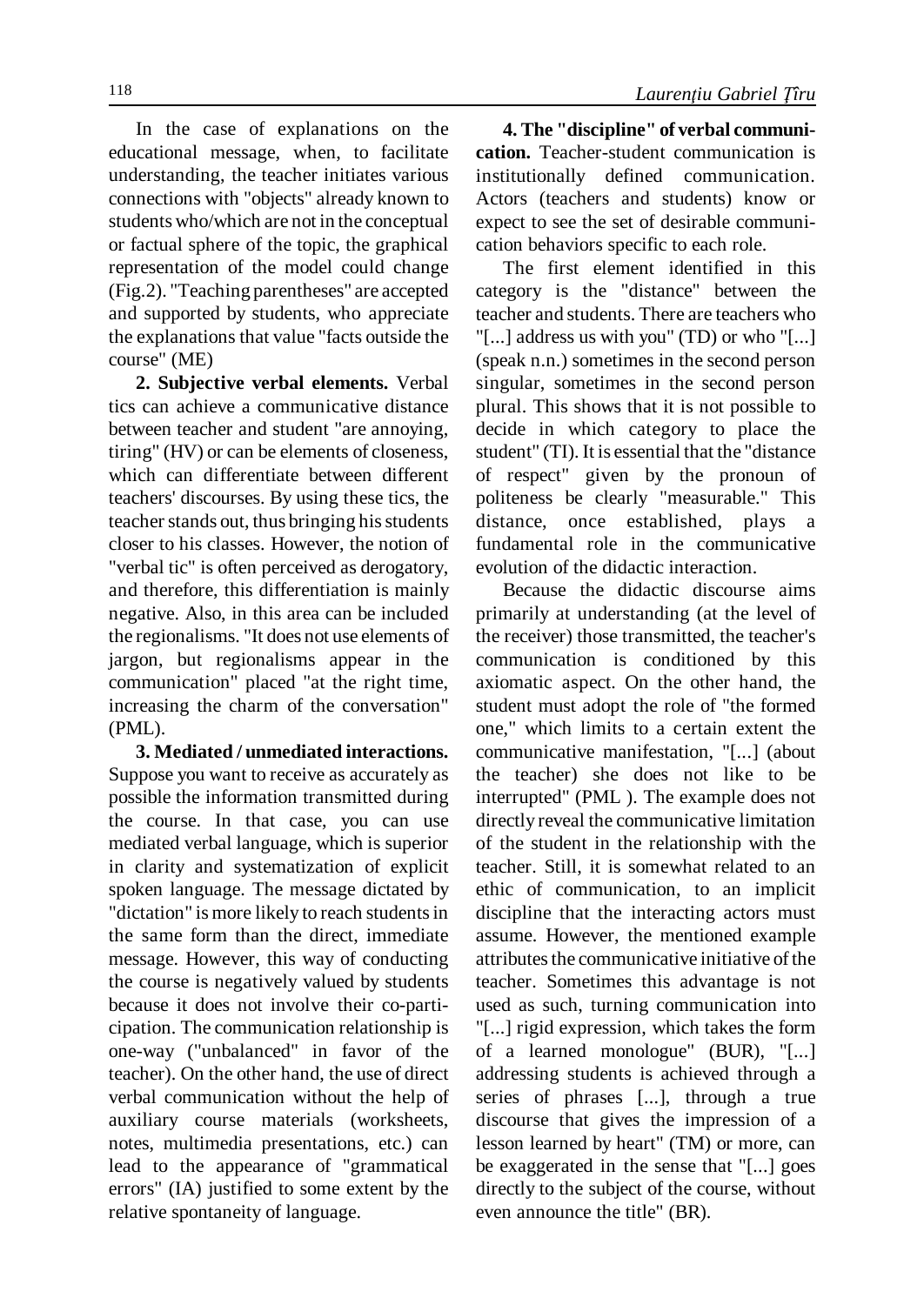In the case of explanations on the educational message, when, to facilitate understanding, the teacher initiates various connections with "objects" already known to students who/which are not in the conceptual or factual sphere of the topic, the graphical representation of the model could change (Fig.2). "Teaching parentheses" are accepted and supported by students, who appreciate the explanations that value "facts outside the course" (ME)

**2. Subjective verbal elements.** Verbal tics can achieve a communicative distance between teacher and student "are annoying, tiring" (HV) or can be elements of closeness, which can differentiate between different teachers' discourses. By using these tics, the teacher stands out, thus bringing his students closer to his classes. However, the notion of "verbal tic" is often perceived as derogatory, and therefore, this differentiation is mainly negative. Also, in this area can be included the regionalisms. "It does not use elements of jargon, but regionalisms appear in the communication" placed "at the right time, increasing the charm of the conversation" (PML).

**3. Mediated / unmediated interactions.** Suppose you want to receive as accurately as possible the information transmitted during the course. In that case, you can use mediated verbal language, which is superior in clarity and systematization of explicit spoken language. The message dictated by "dictation" is more likely to reach students in the same form than the direct, immediate message. However, this way of conducting the course is negatively valued by students because it does not involve their co-participation. The communication relationship is one-way ("unbalanced" in favor of the teacher). On the other hand, the use of direct verbal communication without the help of auxiliary course materials (worksheets, notes, multimedia presentations, etc.) can lead to the appearance of "grammatical errors" (IA) justified to some extent by the relative spontaneity of language.

**4. The "discipline" of verbal communication.** Teacher-student communication is institutionally defined communication. Actors (teachers and students) know or expect to see the set of desirable communication behaviors specific to each role.

The first element identified in this category is the "distance" between the teacher and students. There are teachers who "[...] address us with you" (TD) or who "[...] (speak n.n.) sometimes in the second person singular, sometimes in the second person plural. This shows that it is not possible to decide in which category to place the student" (TI). It is essential that the "distance of respect" given by the pronoun of politeness be clearly "measurable." This distance, once established, plays a fundamental role in the communicative evolution of the didactic interaction.

Because the didactic discourse aims primarily at understanding (at the level of the receiver) those transmitted, the teacher's communication is conditioned by this axiomatic aspect. On the other hand, the student must adopt the role of "the formed one," which limits to a certain extent the communicative manifestation, "[...] (about the teacher) she does not like to be interrupted" (PML ). The example does not directly reveal the communicative limitation of the student in the relationship with the teacher. Still, it is somewhat related to an ethic of communication, to an implicit discipline that the interacting actors must assume. However, the mentioned example attributes the communicative initiative of the teacher. Sometimes this advantage is not used as such, turning communication into "[...] rigid expression, which takes the form of a learned monologue" (BUR), "[...] addressing students is achieved through a series of phrases [...], through a true discourse that gives the impression of a lesson learned by heart" (TM) or more, can be exaggerated in the sense that "[...] goes directly to the subject of the course, without even announce the title" (BR).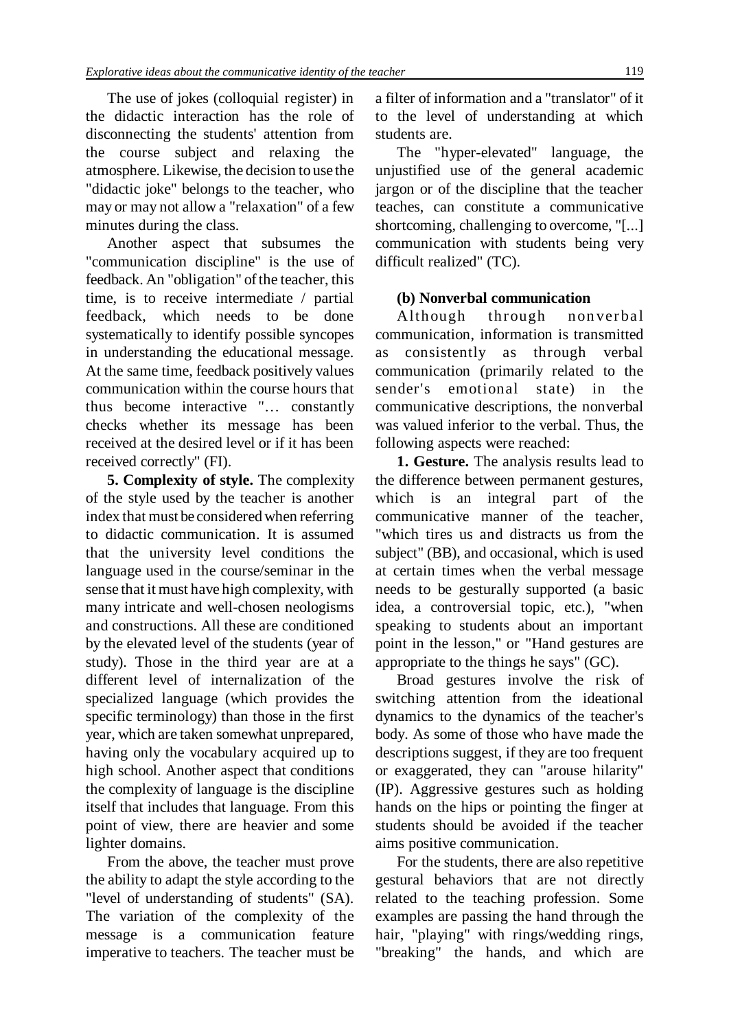The use of jokes (colloquial register) in the didactic interaction has the role of disconnecting the students' attention from the course subject and relaxing the atmosphere. Likewise, the decision to use the "didactic joke" belongs to the teacher, who may or may not allow a "relaxation" of a few minutes during the class.

Another aspect that subsumes the "communication discipline" is the use of feedback. An "obligation" of the teacher, this time, is to receive intermediate / partial feedback, which needs to be done systematically to identify possible syncopes in understanding the educational message. At the same time, feedback positively values communication within the course hours that thus become interactive "… constantly checks whether its message has been received at the desired level or if it has been received correctly" (FI).

**5. Complexity of style.** The complexity of the style used by the teacher is another index that must be considered when referring to didactic communication. It is assumed that the university level conditions the language used in the course/seminar in the sense that it must have high complexity, with many intricate and well-chosen neologisms and constructions. All these are conditioned by the elevated level of the students (year of study). Those in the third year are at a different level of internalization of the specialized language (which provides the specific terminology) than those in the first year, which are taken somewhat unprepared, having only the vocabulary acquired up to high school. Another aspect that conditions the complexity of language is the discipline itself that includes that language. From this point of view, there are heavier and some lighter domains.

From the above, the teacher must prove the ability to adapt the style according to the "level of understanding of students" (SA). The variation of the complexity of the message is a communication feature imperative to teachers. The teacher must be a filter of information and a "translator" of it to the level of understanding at which students are.

The "hyper-elevated" language, the unjustified use of the general academic jargon or of the discipline that the teacher teaches, can constitute a communicative shortcoming, challenging to overcome, "[...] communication with students being very difficult realized" (TC).

**(b) Nonverbal communication**

Although through nonverbal communication, information is transmitted as consistently as through verbal communication (primarily related to the sender's emotional state) in the communicative descriptions, the nonverbal was valued inferior to the verbal. Thus, the following aspects were reached:

**1. Gesture.** The analysis results lead to the difference between permanent gestures, which is an integral part of the communicative manner of the teacher, "which tires us and distracts us from the subject" (BB), and occasional, which is used at certain times when the verbal message needs to be gesturally supported (a basic idea, a controversial topic, etc.), "when speaking to students about an important point in the lesson," or "Hand gestures are appropriate to the things he says" (GC).

Broad gestures involve the risk of switching attention from the ideational dynamics to the dynamics of the teacher's body. As some of those who have made the descriptions suggest, if they are too frequent or exaggerated, they can "arouse hilarity" (IP). Aggressive gestures such as holding hands on the hips or pointing the finger at students should be avoided if the teacher aims positive communication.

For the students, there are also repetitive gestural behaviors that are not directly related to the teaching profession. Some examples are passing the hand through the hair, "playing" with rings/wedding rings, "breaking" the hands, and which are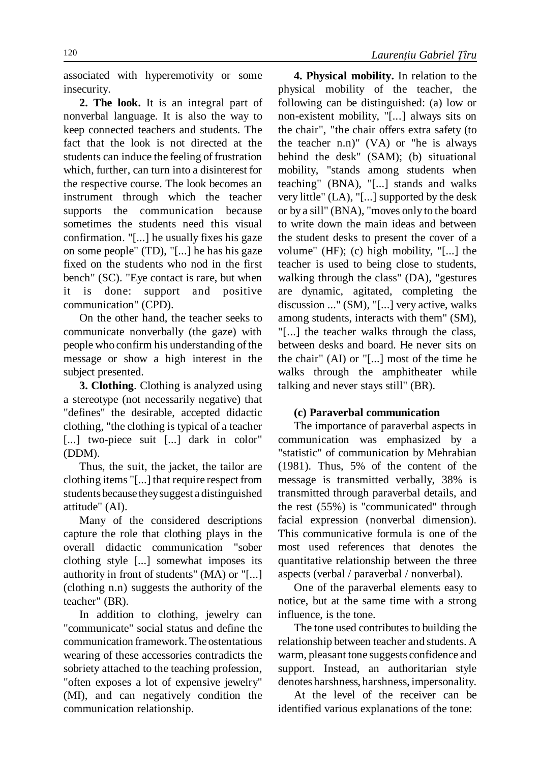associated with hyperemotivity or some insecurity.

**2. The look.** It is an integral part of nonverbal language. It is also the way to keep connected teachers and students. The fact that the look is not directed at the students can induce the feeling of frustration which, further, can turn into a disinterest for the respective course. The look becomes an instrument through which the teacher supports the communication because sometimes the students need this visual confirmation. "[...] he usually fixes his gaze on some people" (TD), "[...] he has his gaze fixed on the students who nod in the first bench" (SC). "Eye contact is rare, but when it is done: support and positive communication" (CPD).

On the other hand, the teacher seeks to communicate nonverbally (the gaze) with people who confirm his understanding of the message or show a high interest in the subject presented.

**3. Clothing**. Clothing is analyzed using a stereotype (not necessarily negative) that "defines" the desirable, accepted didactic clothing, "the clothing is typical of a teacher [...] two-piece suit [...] dark in color" (DDM).

Thus, the suit, the jacket, the tailor are clothing items "[...] that require respect from students because they suggest a distinguished attitude" (AI).

Many of the considered descriptions capture the role that clothing plays in the overall didactic communication "sober clothing style [...] somewhat imposes its authority in front of students" (MA) or "[...] (clothing n.n) suggests the authority of the teacher" (BR).

In addition to clothing, jewelry can "communicate" social status and define the communication framework. The ostentatious wearing of these accessories contradicts the sobriety attached to the teaching profession, "often exposes a lot of expensive jewelry" (MI), and can negatively condition the communication relationship.

**4. Physical mobility.** In relation to the physical mobility of the teacher, the following can be distinguished: (a) low or non-existent mobility, "[...] always sits on the chair", "the chair offers extra safety (to the teacher n.n)" (VA) or "he is always behind the desk" (SAM); (b) situational mobility, "stands among students when teaching" (BNA), "[...] stands and walks very little" (LA), "[...] supported by the desk or by a sill" (BNA), "moves only to the board to write down the main ideas and between the student desks to present the cover of a volume" (HF); (c) high mobility, "[...] the teacher is used to being close to students, walking through the class" (DA), "gestures are dynamic, agitated, completing the discussion ..." (SM), "[...] very active, walks among students, interacts with them" (SM), "[...] the teacher walks through the class, between desks and board. He never sits on the chair" (AI) or "[...] most of the time he walks through the amphitheater while talking and never stays still" (BR).

**(c) Paraverbal communication**

The importance of paraverbal aspects in communication was emphasized by a "statistic" of communication by Mehrabian (1981). Thus, 5% of the content of the message is transmitted verbally, 38% is transmitted through paraverbal details, and the rest (55%) is "communicated" through facial expression (nonverbal dimension). This communicative formula is one of the most used references that denotes the quantitative relationship between the three aspects (verbal / paraverbal / nonverbal).

One of the paraverbal elements easy to notice, but at the same time with a strong influence, is the tone.

The tone used contributes to building the relationship between teacher and students. A warm, pleasant tone suggests confidence and support. Instead, an authoritarian style denotes harshness, harshness, impersonality.

At the level of the receiver can be identified various explanations of the tone: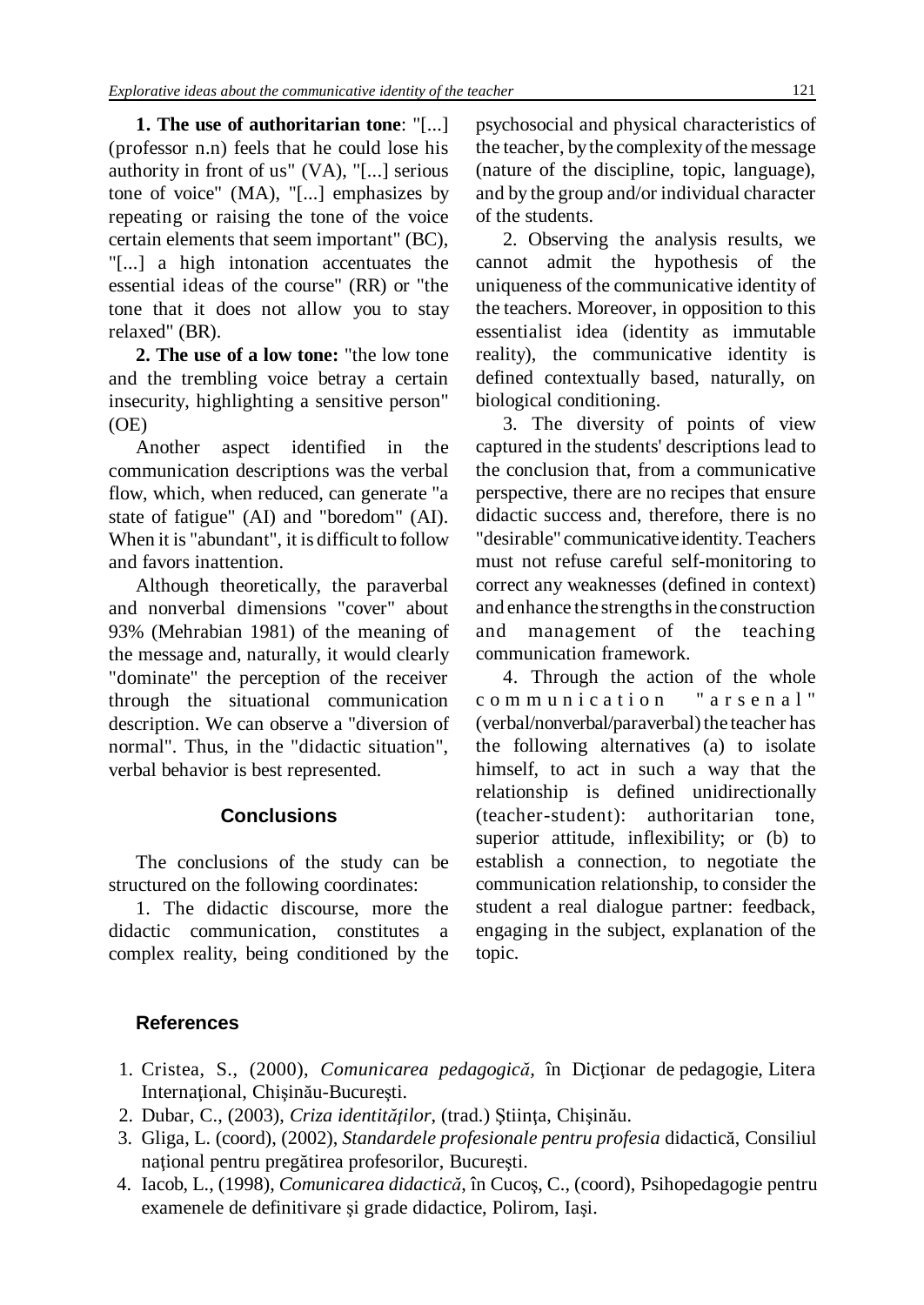**1. The use of authoritarian tone**: "[...] (professor n.n) feels that he could lose his authority in front of us" (VA), "[...] serious tone of voice" (MA), "[...] emphasizes by repeating or raising the tone of the voice certain elements that seem important" (BC), "[...] a high intonation accentuates the essential ideas of the course" (RR) or "the tone that it does not allow you to stay relaxed" (BR).

**2. The use of a low tone:** "the low tone and the trembling voice betray a certain insecurity, highlighting a sensitive person" (OE)

Another aspect identified in the communication descriptions was the verbal flow, which, when reduced, can generate "a state of fatigue" (AI) and "boredom" (AI). When it is "abundant", it is difficult to follow and favors inattention.

Although theoretically, the paraverbal and nonverbal dimensions "cover" about 93% (Mehrabian 1981) of the meaning of the message and, naturally, it would clearly "dominate" the perception of the receiver through the situational communication description. We can observe a "diversion of normal". Thus, in the "didactic situation", verbal behavior is best represented.

## Conclusions

The conclusions of the study can be structured on the following coordinates:

1. The didactic discourse, more the didactic communication, constitutes a complex reality, being conditioned by the psychosocial and physical characteristics of the teacher, by the complexity of the message (nature of the discipline, topic, language), and by the group and/or individual character of the students.

2. Observing the analysis results, we cannot admit the hypothesis of the uniqueness of the communicative identity of the teachers. Moreover, in opposition to this essentialist idea (identity as immutable reality), the communicative identity is defined contextually based, naturally, on biological conditioning.

3. The diversity of points of view captured in the students' descriptions lead to the conclusion that, from a communicative perspective, there are no recipes that ensure didactic success and, therefore, there is no "desirable" communicative identity. Teachers must not refuse careful self-monitoring to correct any weaknesses (defined in context) and enhance the strengths in the construction and management of the teaching communication framework.

4. Through the action of the whole communication "arsenal" (verbal/nonverbal/paraverbal) the teacher has the following alternatives (a) to isolate himself, to act in such a way that the relationship is defined unidirectionally (teacher-student): authoritarian tone, superior attitude, inflexibility; or (b) to establish a connection, to negotiate the communication relationship, to consider the student a real dialogue partner: feedback, engaging in the subject, explanation of the topic.

## References

1. Cristea, S., (2000), *Comunicarea pedagogică,* în Dicţionar de pedagogie, Litera Internaţional, Chişinău-Bucureşti.
2. Dubar, C., (2003), *Criza identităţilor*, (trad.) Ştiinţa, Chişinău.
3. Gliga, L. (coord), (2002), *Standardele profesionale pentru profesia* didactică, Consiliul naţional pentru pregătirea profesorilor, Bucureşti.
4. Iacob, L., (1998), *Comunicarea didactică*, în Cucoş, C., (coord), Psihopedagogie pentru examenele de definitivare şi grade didactice, Polirom, Iaşi.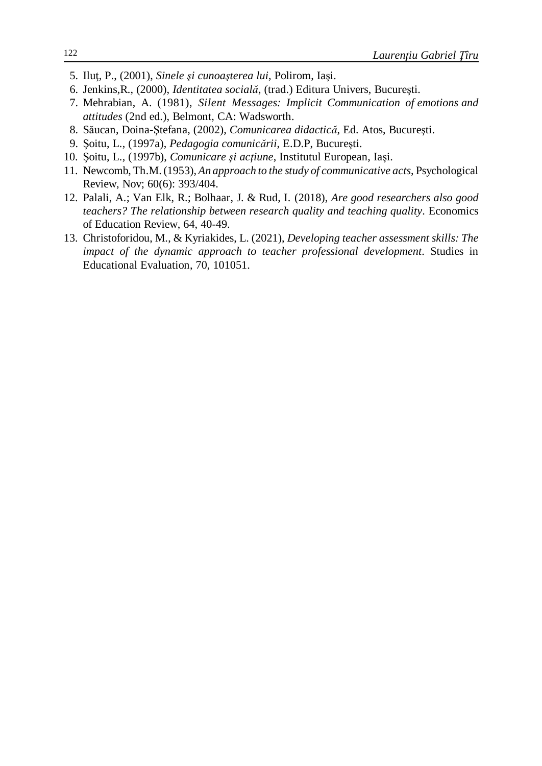5. Iluţ, P., (2001), *Sinele şi cunoaşterea lui*, Polirom, Iași.
6. Jenkins,R., (2000), *Identitatea socială*, (trad.) Editura Univers, București.
7. Mehrabian, A. (1981), *Silent Messages: Implicit Communication of emotions and attitudes* (2nd ed.), Belmont, CA: Wadsworth.
8. Săucan, Doina-Ștefana, (2002), *Comunicarea didactică*, Ed. Atos, București.
9. Șoitu, L., (1997a), *Pedagogia comunicării*, E.D.P, București.
10. Șoitu, L., (1997b), *Comunicare şi acţiune*, Institutul European, Iași.
11. Newcomb, Th.M. (1953), *An approach to the study of communicative acts*, Psychological Review, Nov; 60(6): 393/404.
12. Palali, A.; Van Elk, R.; Bolhaar, J. & Rud, I. (2018), *Are good researchers also good teachers? The relationship between research quality and teaching quality*. Economics of Education Review, 64, 40-49.
13. Christoforidou, M., & Kyriakides, L. (2021), *Developing teacher assessment skills: The impact of the dynamic approach to teacher professional development*. Studies in Educational Evaluation, 70, 101051.